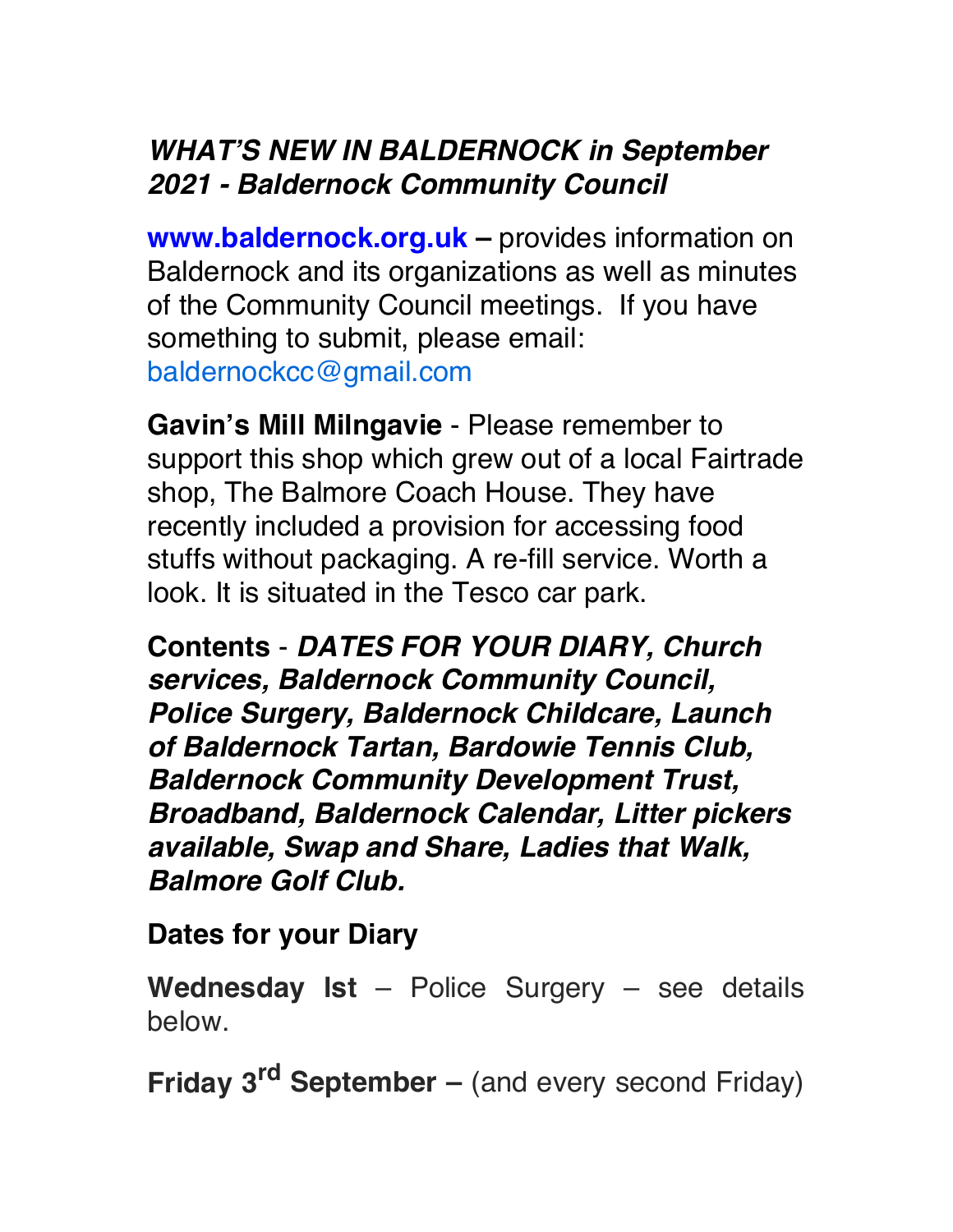## *WHAT'S NEW IN BALDERNOCK in September 2021 - Baldernock Community Council*

**www.baldernock.org.uk –** provides information on Baldernock and its organizations as well as minutes of the Community Council meetings. If you have something to submit, please email: baldernockcc@gmail.com

**Gavin's Mill Milngavie** - Please remember to support this shop which grew out of a local Fairtrade shop, The Balmore Coach House. They have recently included a provision for accessing food stuffs without packaging. A re-fill service. Worth a look. It is situated in the Tesco car park.

**Contents** - ***DATES FOR YOUR DIARY, Church services, Baldernock Community Council, Police Surgery, Baldernock Childcare, Launch of Baldernock Tartan, Bardowie Tennis Club, Baldernock Community Development Trust, Broadband, Baldernock Calendar, Litter pickers available, Swap and Share, Ladies that Walk, Balmore Golf Club.***

### Dates for your Diary

**Wednesday Ist** – Police Surgery – see details below.

**Friday 3rd September –** (and every second Friday)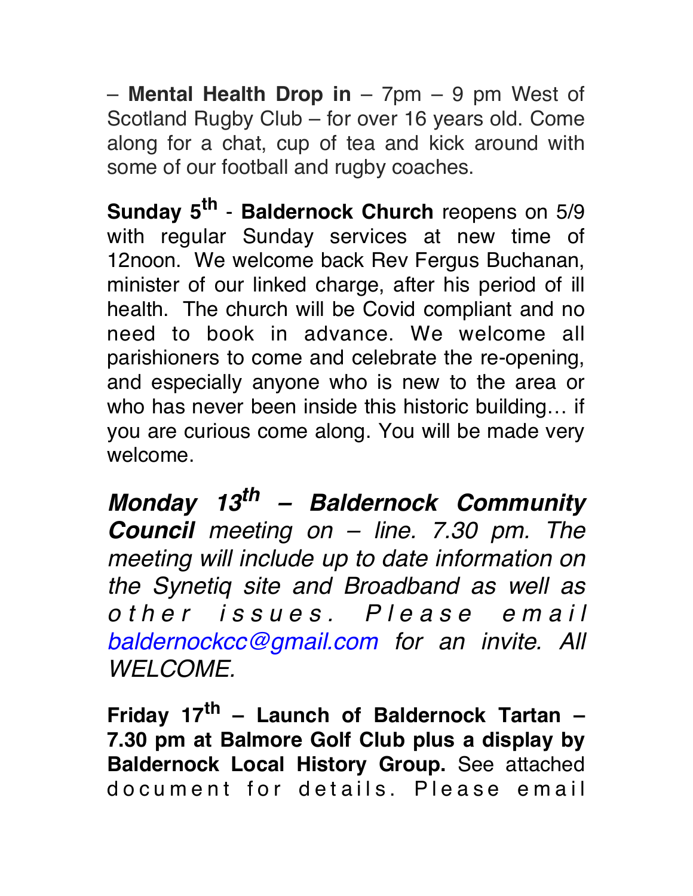– **Mental Health Drop in** – 7pm – 9 pm West of Scotland Rugby Club – for over 16 years old. Come along for a chat, cup of tea and kick around with some of our football and rugby coaches.

**Sunday 5th** - **Baldernock Church** reopens on 5/9 with regular Sunday services at new time of 12noon. We welcome back Rev Fergus Buchanan, minister of our linked charge, after his period of ill health. The church will be Covid compliant and no need to book in advance. We welcome all parishioners to come and celebrate the re-opening, and especially anyone who is new to the area or who has never been inside this historic building… if you are curious come along. You will be made very welcome.

***Monday 13th – Baldernock Community Council*** *meeting on – line. 7.30 pm. The meeting will include up to date information on the Synetiq site and Broadband as well as other issues. Please email baldernockcc@gmail.com for an invite. All WELCOME.*

**Friday 17th – Launch of Baldernock Tartan – 7.30 pm at Balmore Golf Club plus a display by Baldernock Local History Group.** See attached document for details. Please email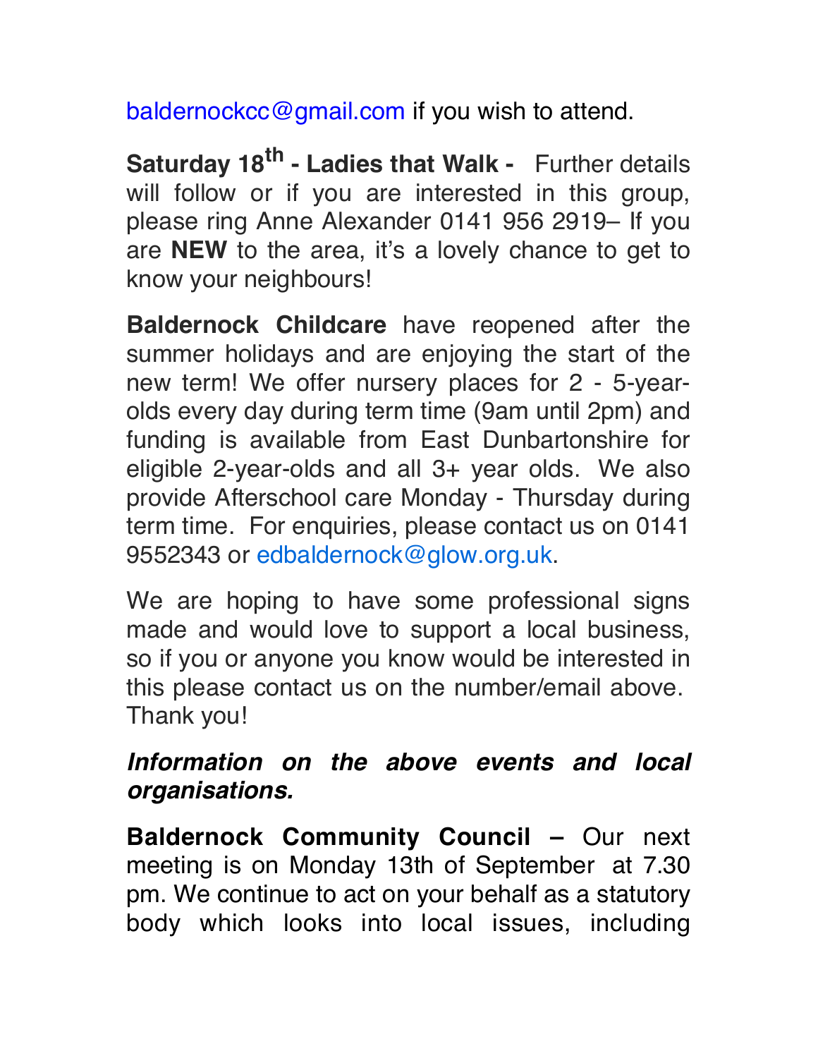baldernockcc@gmail.com if you wish to attend.

**Saturday 18th - Ladies that Walk -** Further details will follow or if you are interested in this group, please ring Anne Alexander 0141 956 2919– If you are **NEW** to the area, it's a lovely chance to get to know your neighbours!

**Baldernock Childcare** have reopened after the summer holidays and are enjoying the start of the new term! We offer nursery places for 2 - 5-year-olds every day during term time (9am until 2pm) and funding is available from East Dunbartonshire for eligible 2-year-olds and all 3+ year olds. We also provide Afterschool care Monday - Thursday during term time. For enquiries, please contact us on 0141 9552343 or edbaldernock@glow.org.uk.

We are hoping to have some professional signs made and would love to support a local business, so if you or anyone you know would be interested in this please contact us on the number/email above. Thank you!

***Information on the above events and local organisations.***

**Baldernock Community Council –** Our next meeting is on Monday 13th of September at 7.30 pm. We continue to act on your behalf as a statutory body which looks into local issues, including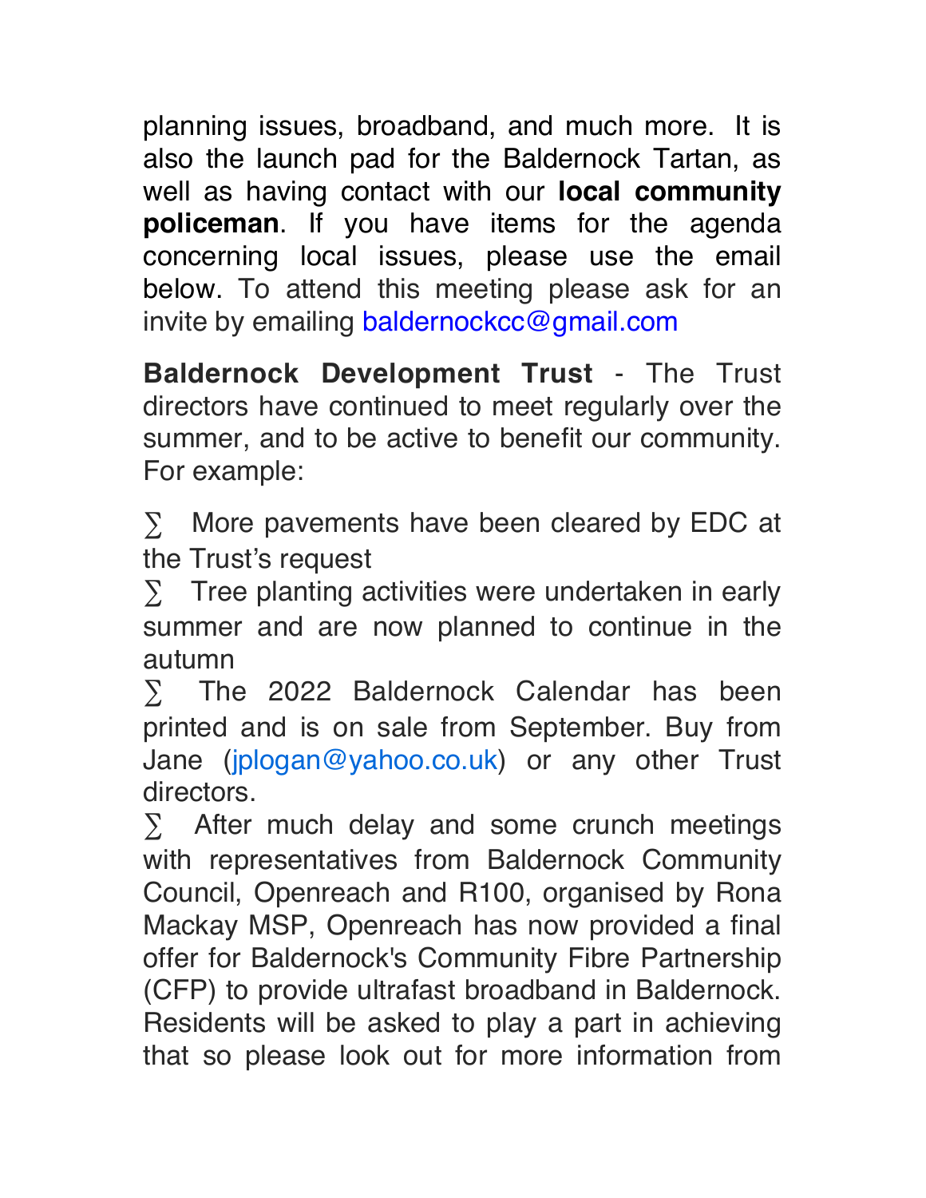planning issues, broadband, and much more.  It is also the launch pad for the Baldernock Tartan, as well as having contact with our **local community policeman**. If you have items for the agenda concerning local issues, please use the email below. To attend this meeting please ask for an invite by emailing baldernockcc@gmail.com

**Baldernock Development Trust** - The Trust directors have continued to meet regularly over the summer, and to be active to benefit our community. For example:

- More pavements have been cleared by EDC at the Trust's request
- Tree planting activities were undertaken in early summer and are now planned to continue in the autumn
- The 2022 Baldernock Calendar has been printed and is on sale from September. Buy from Jane (jplogan@yahoo.co.uk) or any other Trust directors.
- After much delay and some crunch meetings with representatives from Baldernock Community Council, Openreach and R100, organised by Rona Mackay MSP, Openreach has now provided a final offer for Baldernock's Community Fibre Partnership (CFP) to provide ultrafast broadband in Baldernock. Residents will be asked to play a part in achieving that so please look out for more information from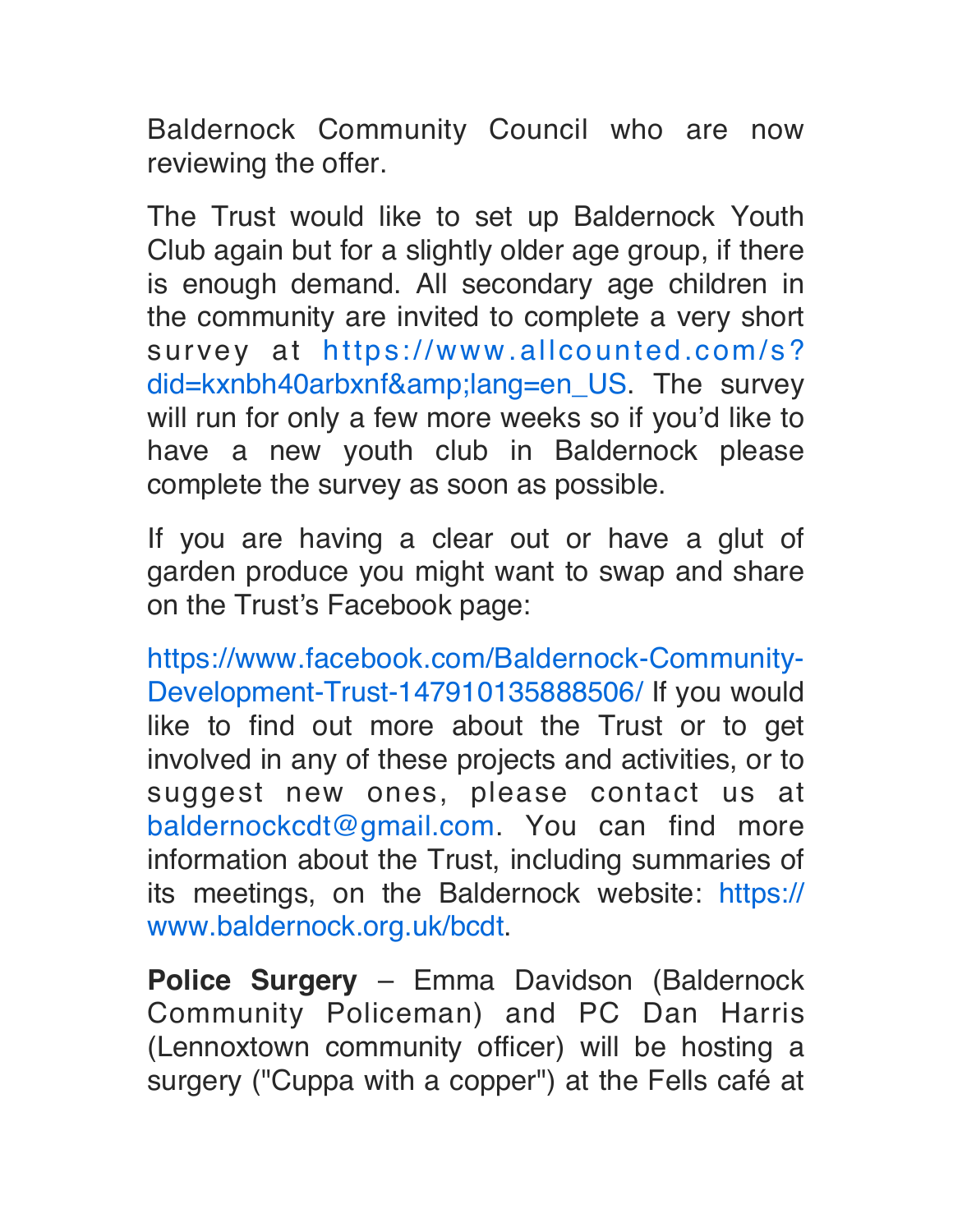Baldernock Community Council who are now reviewing the offer.

The Trust would like to set up Baldernock Youth Club again but for a slightly older age group, if there is enough demand. All secondary age children in the community are invited to complete a very short survey at https://www.allcounted.com/s?did=kxnbh40arbxnf&amp;lang=en_US. The survey will run for only a few more weeks so if you'd like to have a new youth club in Baldernock please complete the survey as soon as possible.

If you are having a clear out or have a glut of garden produce you might want to swap and share on the Trust's Facebook page:

https://www.facebook.com/Baldernock-Community-Development-Trust-147910135888506/ If you would like to find out more about the Trust or to get involved in any of these projects and activities, or to suggest new ones, please contact us at baldernockcdt@gmail.com. You can find more information about the Trust, including summaries of its meetings, on the Baldernock website: https://www.baldernock.org.uk/bcdt.

**Police Surgery** – Emma Davidson (Baldernock Community Policeman) and PC Dan Harris (Lennoxtown community officer) will be hosting a surgery ("Cuppa with a copper") at the Fells café at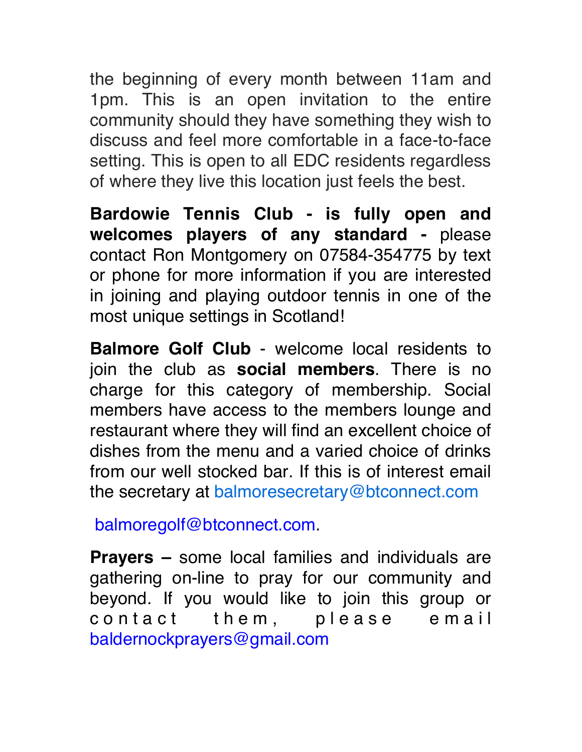the beginning of every month between 11am and 1pm. This is an open invitation to the entire community should they have something they wish to discuss and feel more comfortable in a face-to-face setting. This is open to all EDC residents regardless of where they live this location just feels the best.

**Bardowie Tennis Club - is fully open and welcomes players of any standard -** please contact Ron Montgomery on 07584-354775 by text or phone for more information if you are interested in joining and playing outdoor tennis in one of the most unique settings in Scotland!

**Balmore Golf Club** - welcome local residents to join the club as **social members**. There is no charge for this category of membership. Social members have access to the members lounge and restaurant where they will find an excellent choice of dishes from the menu and a varied choice of drinks from our well stocked bar. If this is of interest email the secretary at balmoresecretary@btconnect.com

balmoregolf@btconnect.com.

**Prayers –** some local families and individuals are gathering on-line to pray for our community and beyond. If you would like to join this group or contact them, please email baldernockprayers@gmail.com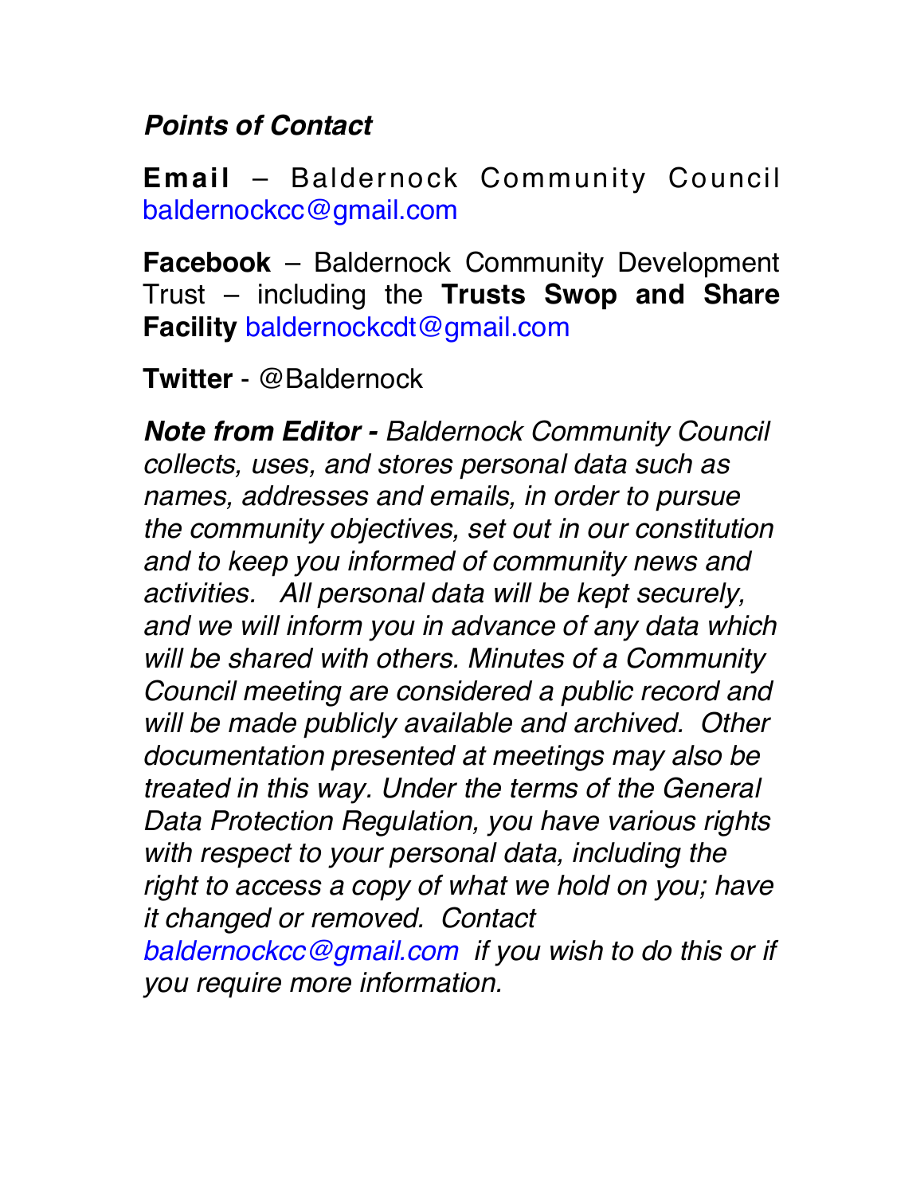***Points of Contact***

**Email** – Baldernock Community Council baldernockcc@gmail.com

**Facebook** – Baldernock Community Development Trust – including the **Trusts Swop and Share Facility** baldernockcdt@gmail.com

**Twitter** - @Baldernock

***Note from Editor -*** *Baldernock Community Council collects, uses, and stores personal data such as names, addresses and emails, in order to pursue the community objectives, set out in our constitution and to keep you informed of community news and activities. All personal data will be kept securely, and we will inform you in advance of any data which will be shared with others. Minutes of a Community Council meeting are considered a public record and will be made publicly available and archived. Other documentation presented at meetings may also be treated in this way. Under the terms of the General Data Protection Regulation, you have various rights with respect to your personal data, including the right to access a copy of what we hold on you; have it changed or removed. Contact baldernockcc@gmail.com if you wish to do this or if you require more information.*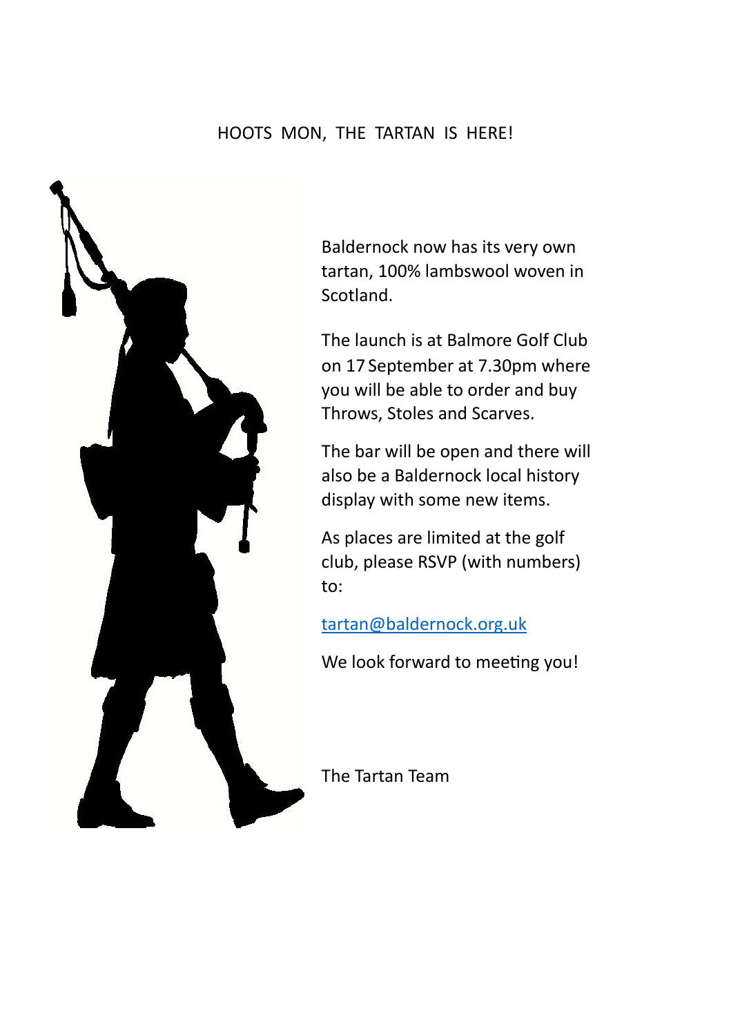# HOOTS MON, THE TARTAN IS HERE!

Baldernock now has its very own tartan, 100% lambswool woven in Scotland.

The launch is at Balmore Golf Club on 17 September at 7.30pm where you will be able to order and buy Throws, Stoles and Scarves.

The bar will be open and there will also be a Baldernock local history display with some new items.

As places are limited at the golf club, please RSVP (with numbers) to:

[tartan@baldernock.org.uk](mailto:tartan@baldernock.org.uk)

We look forward to meeting you!

The Tartan Team